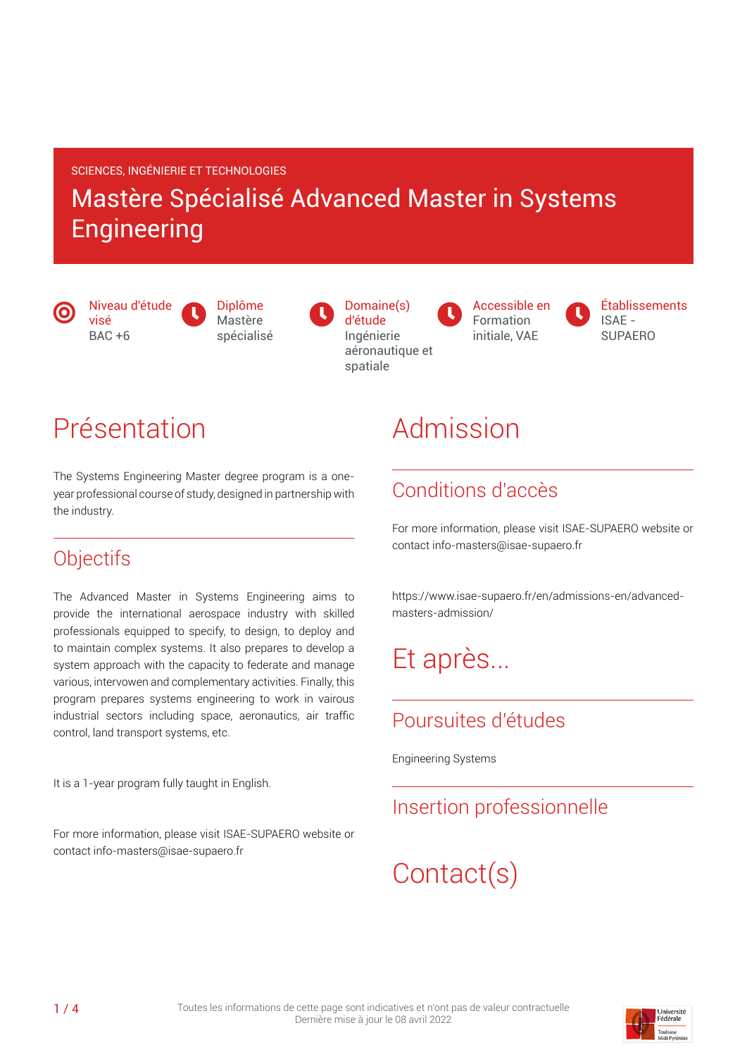SCIENCES, INGÉNIERIE ET TECHNOLOGIES

# Mastère Spécialisé Advanced Master in Systems Engineering

**Niveau d'étude visé**
BAC +6

**Diplôme**
Mastère spécialisé

**Domaine(s) d'étude**
Ingénierie aéronautique et spatiale

**Accessible en**
Formation initiale, VAE

**Établissements**
ISAE - SUPAERO

# Présentation

The Systems Engineering Master degree program is a one-year professional course of study, designed in partnership with the industry.

## Objectifs

The Advanced Master in Systems Engineering aims to provide the international aerospace industry with skilled professionals equipped to specify, to design, to deploy and to maintain complex systems. It also prepares to develop a system approach with the capacity to federate and manage various, intervowen and complementary activities. Finally, this program prepares systems engineering to work in vairous industrial sectors including space, aeronautics, air traffic control, land transport systems, etc.

It is a 1-year program fully taught in English.

For more information, please visit ISAE-SUPAERO website or contact info-masters@isae-supaero.fr

# Admission

## Conditions d'accès

For more information, please visit ISAE-SUPAERO website or contact info-masters@isae-supaero.fr

https://www.isae-supaero.fr/en/admissions-en/advanced-masters-admission/

# Et après...

## Poursuites d'études

Engineering Systems

## Insertion professionnelle

# Contact(s)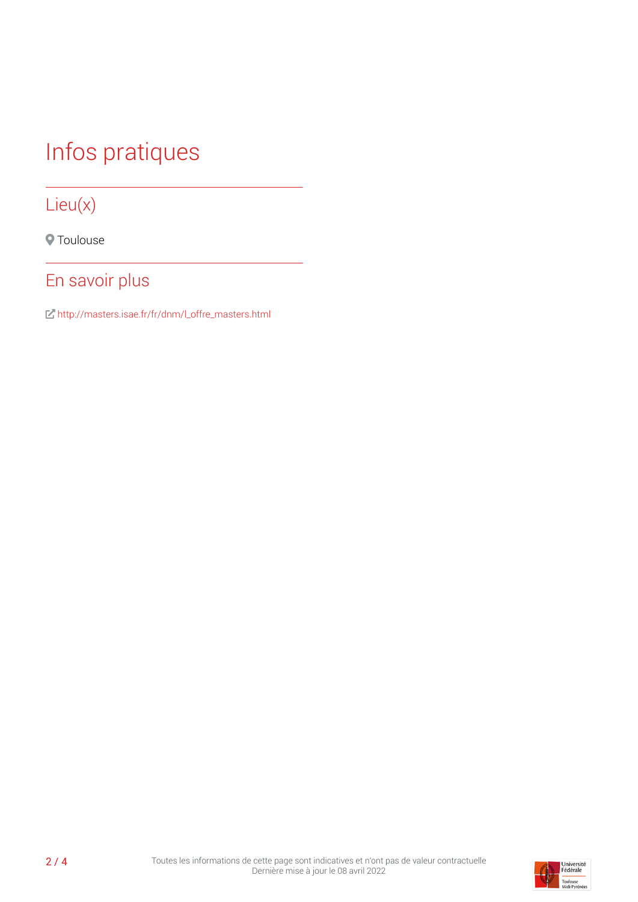# Infos pratiques

## Lieu(x)

Toulouse

## En savoir plus

http://masters.isae.fr/fr/dnm/l_offre_masters.html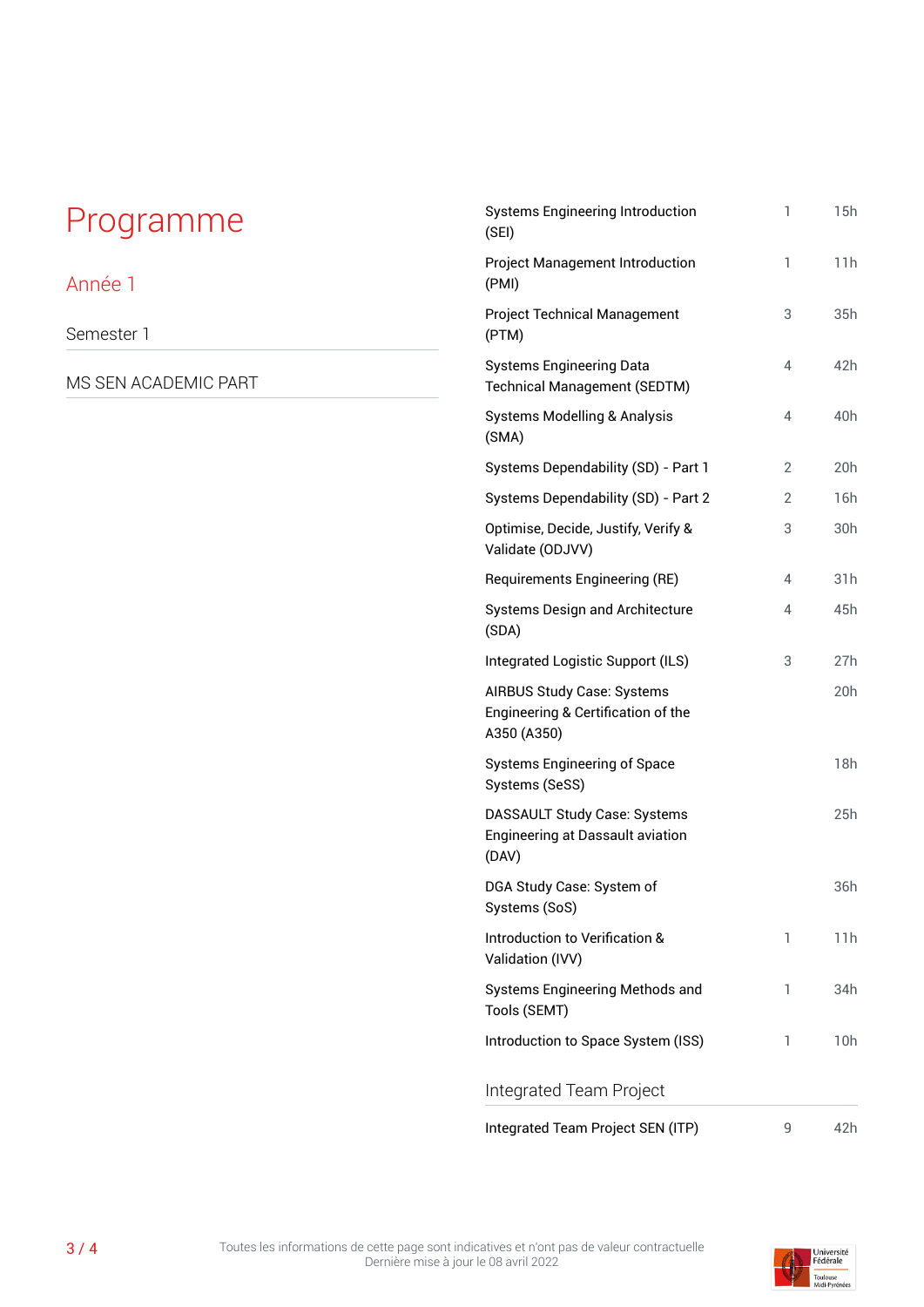# Programme

## Année 1

### Semester 1

#### MS SEN ACADEMIC PART

| | | |
|---|---|---|
| Systems Engineering Introduction (SEI) | 1 | 15h |
| Project Management Introduction (PMI) | 1 | 11h |
| Project Technical Management (PTM) | 3 | 35h |
| Systems Engineering Data Technical Management (SEDTM) | 4 | 42h |
| Systems Modelling & Analysis (SMA) | 4 | 40h |
| Systems Dependability (SD) - Part 1 | 2 | 20h |
| Systems Dependability (SD) - Part 2 | 2 | 16h |
| Optimise, Decide, Justify, Verify & Validate (ODJVV) | 3 | 30h |
| Requirements Engineering (RE) | 4 | 31h |
| Systems Design and Architecture (SDA) | 4 | 45h |
| Integrated Logistic Support (ILS) | 3 | 27h |
| AIRBUS Study Case: Systems Engineering & Certification of the A350 (A350) | | 20h |
| Systems Engineering of Space Systems (SeSS) | | 18h |
| DASSAULT Study Case: Systems Engineering at Dassault aviation (DAV) | | 25h |
| DGA Study Case: System of Systems (SoS) | | 36h |
| Introduction to Verification & Validation (IVV) | 1 | 11h |
| Systems Engineering Methods and Tools (SEMT) | 1 | 34h |
| Introduction to Space System (ISS) | 1 | 10h |

#### Integrated Team Project

| | | |
|---|---|---|
| Integrated Team Project SEN (ITP) | 9 | 42h |

Toutes les informations de cette page sont indicatives et n'ont pas de valeur contractuelle
Dernière mise à jour le 08 avril 2022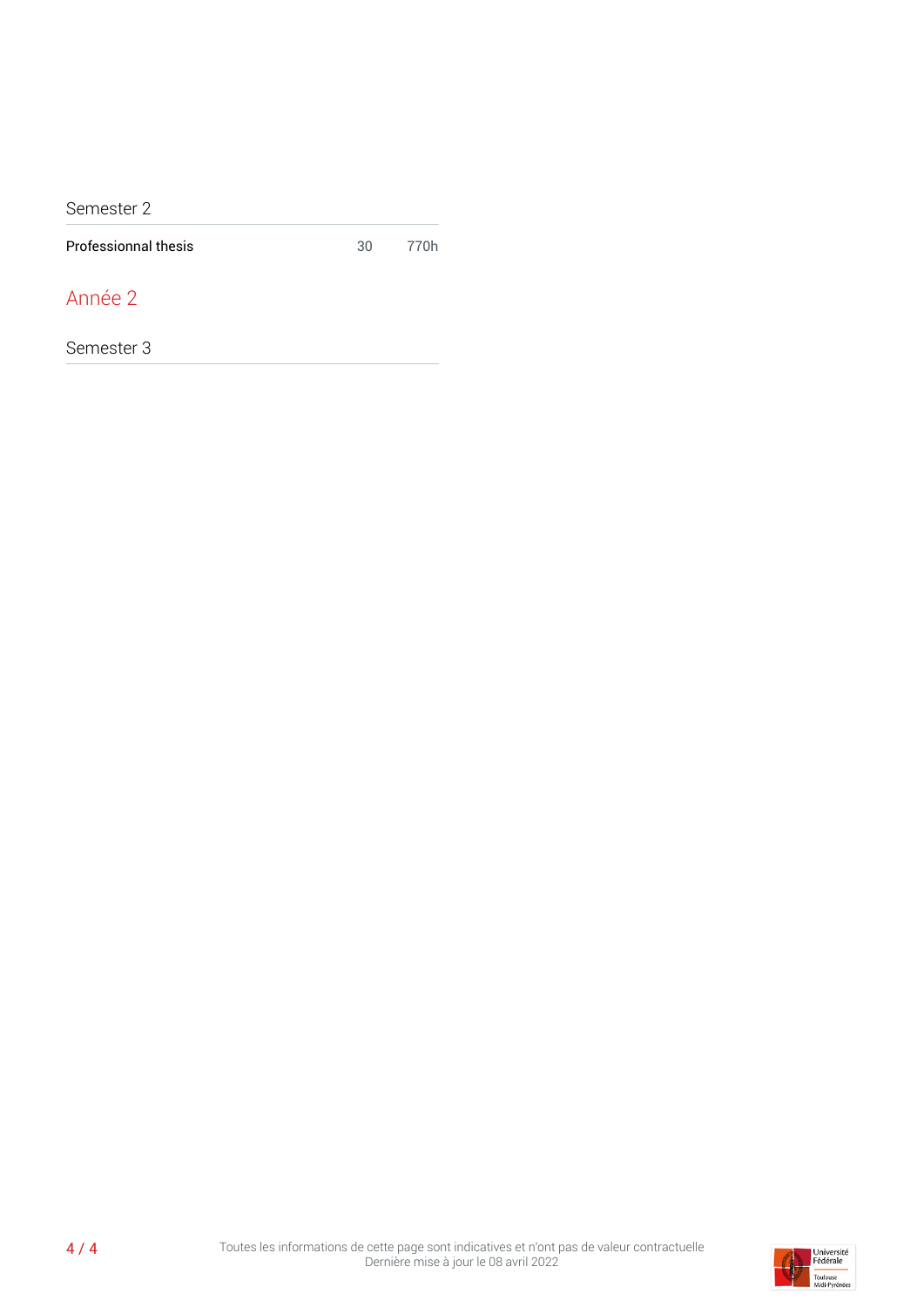Semester 2

| | | |
|---|---|---|
| Professionnal thesis | 30 | 770h |

## Année 2

Semester 3